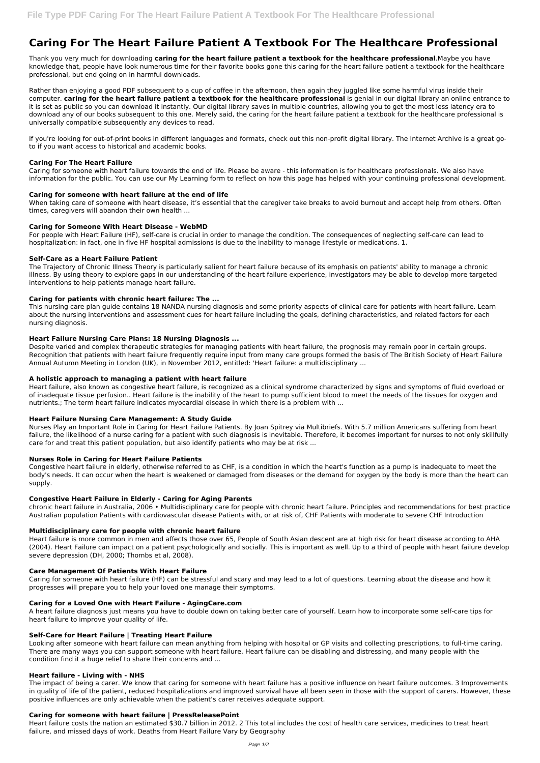# Caring For The Heart Failure Patient A Textbook For The Healthcare Professional

Thank you very much for downloading **caring for the heart failure patient a textbook for the healthcare professional**.Maybe you have knowledge that, people have look numerous time for their favorite books gone this caring for the heart failure patient a textbook for the healthcare professional, but end going on in harmful downloads.

Rather than enjoying a good PDF subsequent to a cup of coffee in the afternoon, then again they juggled like some harmful virus inside their computer. **caring for the heart failure patient a textbook for the healthcare professional** is genial in our digital library an online entrance to it is set as public so you can download it instantly. Our digital library saves in multiple countries, allowing you to get the most less latency era to download any of our books subsequent to this one. Merely said, the caring for the heart failure patient a textbook for the healthcare professional is universally compatible subsequently any devices to read.

If you're looking for out-of-print books in different languages and formats, check out this non-profit digital library. The Internet Archive is a great go-to if you want access to historical and academic books.

### Caring For The Heart Failure

Caring for someone with heart failure towards the end of life. Please be aware - this information is for healthcare professionals. We also have information for the public. You can use our My Learning form to reflect on how this page has helped with your continuing professional development.

### Caring for someone with heart failure at the end of life

When taking care of someone with heart disease, it's essential that the caregiver take breaks to avoid burnout and accept help from others. Often times, caregivers will abandon their own health ...

### Caring for Someone With Heart Disease - WebMD

For people with Heart Failure (HF), self-care is crucial in order to manage the condition. The consequences of neglecting self-care can lead to hospitalization: in fact, one in five HF hospital admissions is due to the inability to manage lifestyle or medications. 1.

### Self-Care as a Heart Failure Patient

The Trajectory of Chronic Illness Theory is particularly salient for heart failure because of its emphasis on patients' ability to manage a chronic illness. By using theory to explore gaps in our understanding of the heart failure experience, investigators may be able to develop more targeted interventions to help patients manage heart failure.

### Caring for patients with chronic heart failure: The ...

This nursing care plan guide contains 18 NANDA nursing diagnosis and some priority aspects of clinical care for patients with heart failure. Learn about the nursing interventions and assessment cues for heart failure including the goals, defining characteristics, and related factors for each nursing diagnosis.

### Heart Failure Nursing Care Plans: 18 Nursing Diagnosis ...

Despite varied and complex therapeutic strategies for managing patients with heart failure, the prognosis may remain poor in certain groups. Recognition that patients with heart failure frequently require input from many care groups formed the basis of The British Society of Heart Failure Annual Autumn Meeting in London (UK), in November 2012, entitled: 'Heart failure: a multidisciplinary ...

### A holistic approach to managing a patient with heart failure

Heart failure, also known as congestive heart failure, is recognized as a clinical syndrome characterized by signs and symptoms of fluid overload or of inadequate tissue perfusion.. Heart failure is the inability of the heart to pump sufficient blood to meet the needs of the tissues for oxygen and nutrients.; The term heart failure indicates myocardial disease in which there is a problem with ...

### Heart Failure Nursing Care Management: A Study Guide

Nurses Play an Important Role in Caring for Heart Failure Patients. By Joan Spitrey via Multibriefs. With 5.7 million Americans suffering from heart failure, the likelihood of a nurse caring for a patient with such diagnosis is inevitable. Therefore, it becomes important for nurses to not only skillfully care for and treat this patient population, but also identify patients who may be at risk ...

### Nurses Role in Caring for Heart Failure Patients

Congestive heart failure in elderly, otherwise referred to as CHF, is a condition in which the heart's function as a pump is inadequate to meet the body's needs. It can occur when the heart is weakened or damaged from diseases or the demand for oxygen by the body is more than the heart can supply.

### Congestive Heart Failure in Elderly - Caring for Aging Parents

chronic heart failure in Australia, 2006 • Multidisciplinary care for people with chronic heart failure. Principles and recommendations for best practice Australian population Patients with cardiovascular disease Patients with, or at risk of, CHF Patients with moderate to severe CHF Introduction

### Multidisciplinary care for people with chronic heart failure

Heart failure is more common in men and affects those over 65, People of South Asian descent are at high risk for heart disease according to AHA (2004). Heart Failure can impact on a patient psychologically and socially. This is important as well. Up to a third of people with heart failure develop severe depression (DH, 2000; Thombs et al, 2008).

### Care Management Of Patients With Heart Failure

Caring for someone with heart failure (HF) can be stressful and scary and may lead to a lot of questions. Learning about the disease and how it progresses will prepare you to help your loved one manage their symptoms.

### Caring for a Loved One with Heart Failure - AgingCare.com

A heart failure diagnosis just means you have to double down on taking better care of yourself. Learn how to incorporate some self-care tips for heart failure to improve your quality of life.

### Self-Care for Heart Failure | Treating Heart Failure

Looking after someone with heart failure can mean anything from helping with hospital or GP visits and collecting prescriptions, to full-time caring. There are many ways you can support someone with heart failure. Heart failure can be disabling and distressing, and many people with the condition find it a huge relief to share their concerns and ...

### Heart failure - Living with - NHS

The impact of being a carer. We know that caring for someone with heart failure has a positive influence on heart failure outcomes. 3 Improvements in quality of life of the patient, reduced hospitalizations and improved survival have all been seen in those with the support of carers. However, these positive influences are only achievable when the patient's carer receives adequate support.

### Caring for someone with heart failure | PressReleasePoint

Heart failure costs the nation an estimated $30.7 billion in 2012. 2 This total includes the cost of health care services, medicines to treat heart failure, and missed days of work. Deaths from Heart Failure Vary by Geography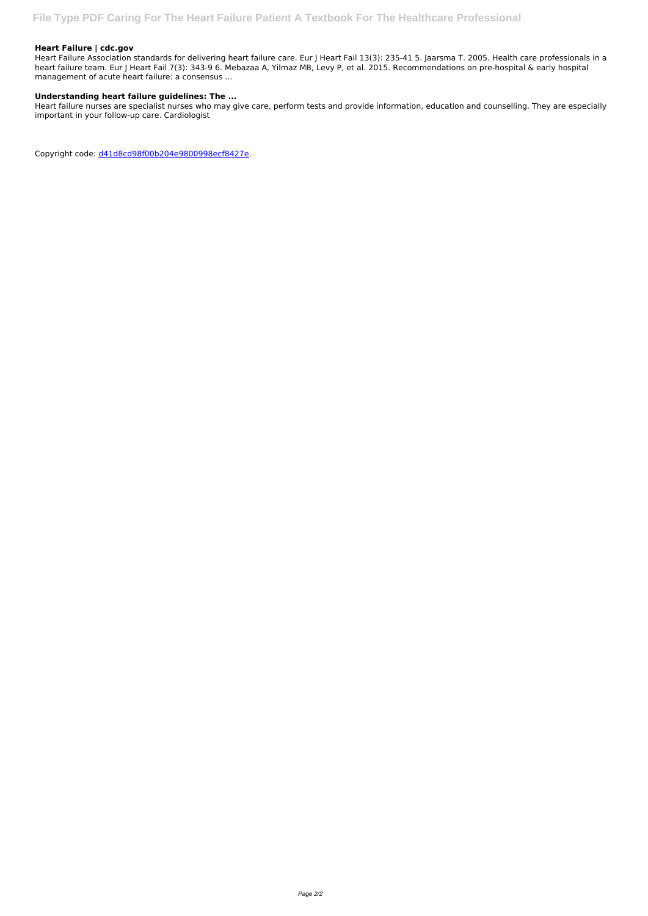### Heart Failure | cdc.gov

Heart Failure Association standards for delivering heart failure care. Eur J Heart Fail 13(3): 235-41 5. Jaarsma T. 2005. Health care professionals in a heart failure team. Eur J Heart Fail 7(3): 343-9 6. Mebazaa A, Yilmaz MB, Levy P, et al. 2015. Recommendations on pre-hospital & early hospital management of acute heart failure: a consensus ...

### Understanding heart failure guidelines: The ...

Heart failure nurses are specialist nurses who may give care, perform tests and provide information, education and counselling. They are especially important in your follow-up care. Cardiologist

Copyright code: d41d8cd98f00b204e9800998ecf8427e.